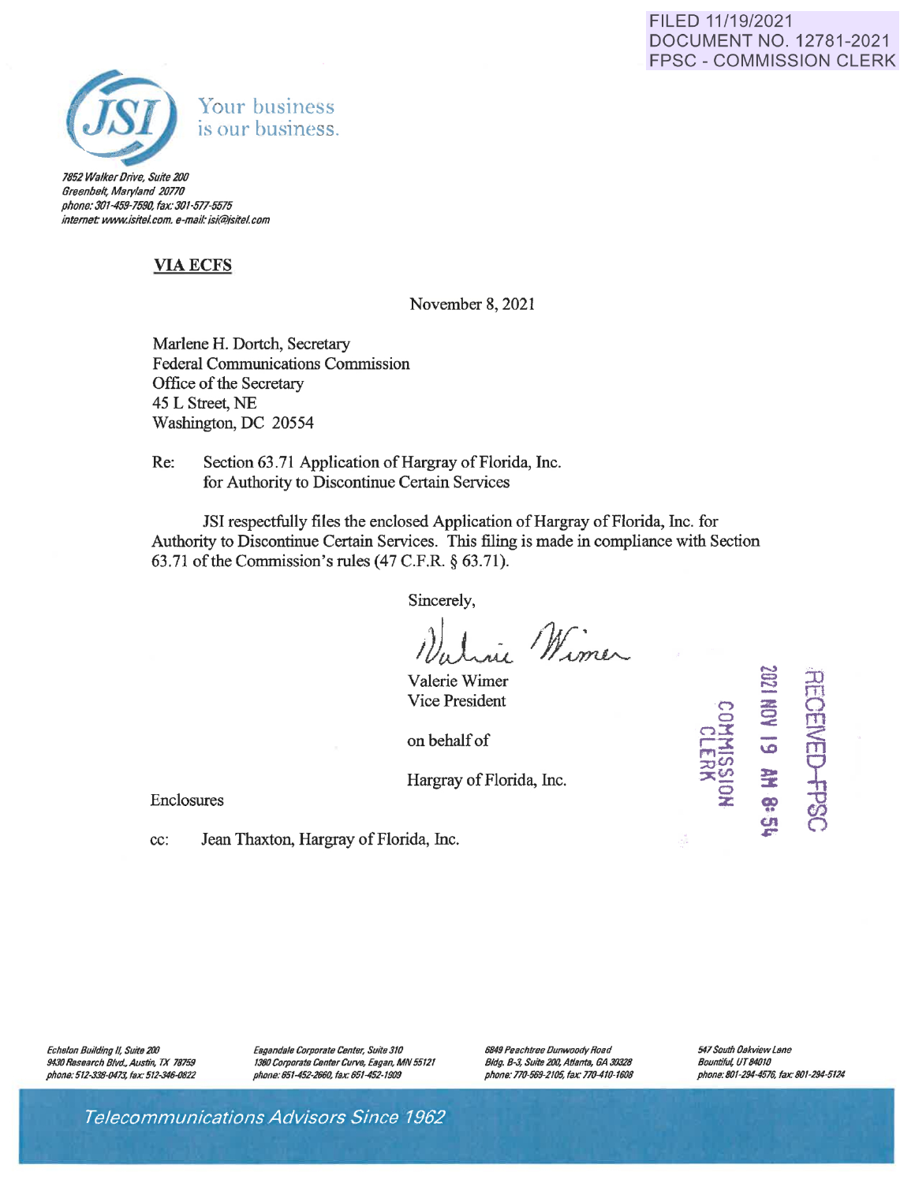FILED 11/19/2021
DOCUMENT NO. 12781-2021
FPSC - COMMISSION CLERK

JSI Your business is our business.

*7852 Walker Drive, Suite 200*
*Greenbelt, Maryland 20770*
*phone: 301-459-7590, fax: 301-577-5575*
*internet: www.jsitel.com, e-mail: jsi@jsitel.com*

**VIA ECFS**

November 8, 2021

Marlene H. Dortch, Secretary
Federal Communications Commission
Office of the Secretary
45 L Street, NE
Washington, DC 20554

Re: Section 63.71 Application of Hargray of Florida, Inc. for Authority to Discontinue Certain Services

JSI respectfully files the enclosed Application of Hargray of Florida, Inc. for Authority to Discontinue Certain Services. This filing is made in compliance with Section 63.71 of the Commission's rules (47 C.F.R. § 63.71).

Sincerely,

Valerie Wimer
Vice President

on behalf of

Hargray of Florida, Inc.

RECEIVED-FPSC
2021 NOV 19 AM 8:54
COMMISSION CLERK

Enclosures

cc: Jean Thaxton, Hargray of Florida, Inc.

*Echelon Building II, Suite 200, 9430 Research Blvd., Austin, TX 78759, phone: 512-338-0473, fax: 512-346-0822*
*Eagandale Corporate Center, Suite 310, 1380 Corporate Center Curve, Eagan, MN 55121, phone: 651-452-2660, fax: 651-452-1909*
*6849 Peachtree Dunwoody Road, Bldg. B-3, Suite 200, Atlanta, GA 30328, phone: 770-569-2105, fax: 770-410-1608*
*547 South Oakview Lane, Bountiful, UT 84010, phone: 801-294-4576, fax: 801-294-5124*

*Telecommunications Advisors Since 1962*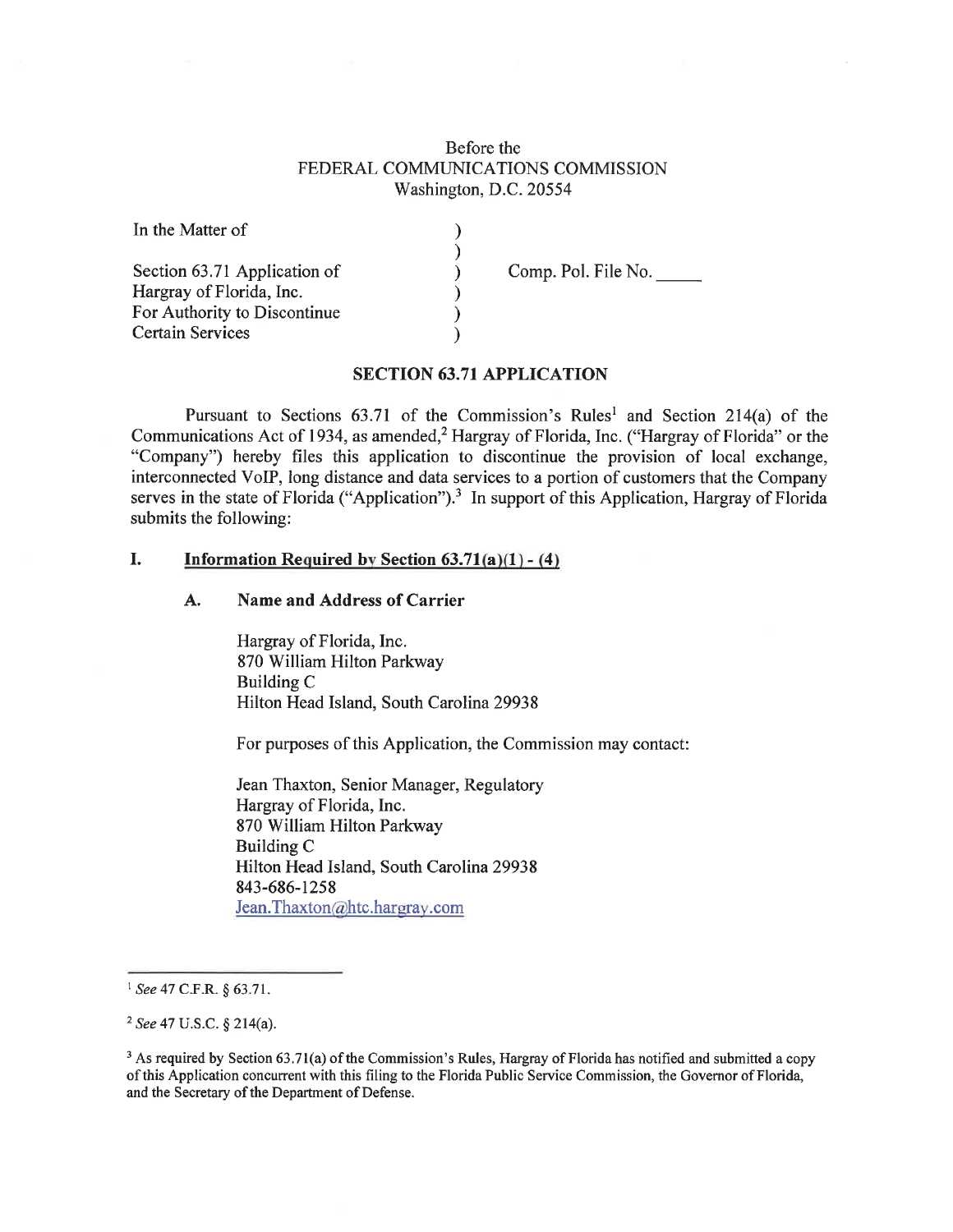Before the
FEDERAL COMMUNICATIONS COMMISSION
Washington, D.C. 20554

| | | |
|---|---|---|
| In the Matter of | ) | |
| | ) | |
| Section 63.71 Application of | ) | Comp. Pol. File No. _____ |
| Hargray of Florida, Inc. | ) | |
| For Authority to Discontinue | ) | |
| Certain Services | ) | |

## SECTION 63.71 APPLICATION

Pursuant to Sections 63.71 of the Commission's Rules[1] and Section 214(a) of the Communications Act of 1934, as amended,[2] Hargray of Florida, Inc. ("Hargray of Florida" or the "Company") hereby files this application to discontinue the provision of local exchange, interconnected VoIP, long distance and data services to a portion of customers that the Company serves in the state of Florida ("Application").[3] In support of this Application, Hargray of Florida submits the following:

### I. Information Required by Section 63.71(a)(1) - (4)

#### A. Name and Address of Carrier

Hargray of Florida, Inc.
870 William Hilton Parkway
Building C
Hilton Head Island, South Carolina 29938

For purposes of this Application, the Commission may contact:

Jean Thaxton, Senior Manager, Regulatory
Hargray of Florida, Inc.
870 William Hilton Parkway
Building C
Hilton Head Island, South Carolina 29938
843-686-1258
Jean.Thaxton@htc.hargray.com

---

[1] *See* 47 C.F.R. § 63.71.

[2] *See* 47 U.S.C. § 214(a).

[3] As required by Section 63.71(a) of the Commission's Rules, Hargray of Florida has notified and submitted a copy of this Application concurrent with this filing to the Florida Public Service Commission, the Governor of Florida, and the Secretary of the Department of Defense.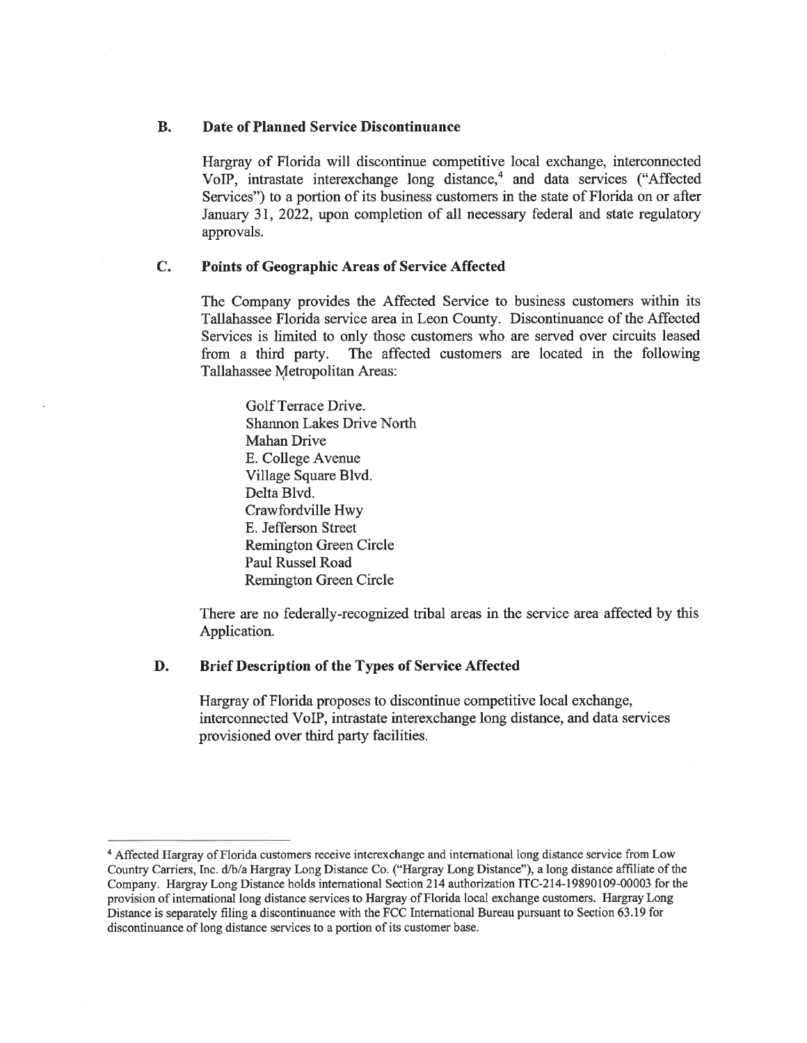### B. Date of Planned Service Discontinuance

Hargray of Florida will discontinue competitive local exchange, interconnected VoIP, intrastate interexchange long distance,[4] and data services ("Affected Services") to a portion of its business customers in the state of Florida on or after January 31, 2022, upon completion of all necessary federal and state regulatory approvals.

### C. Points of Geographic Areas of Service Affected

The Company provides the Affected Service to business customers within its Tallahassee Florida service area in Leon County. Discontinuance of the Affected Services is limited to only those customers who are served over circuits leased from a third party. The affected customers are located in the following Tallahassee Metropolitan Areas:

Golf Terrace Drive.
Shannon Lakes Drive North
Mahan Drive
E. College Avenue
Village Square Blvd.
Delta Blvd.
Crawfordville Hwy
E. Jefferson Street
Remington Green Circle
Paul Russel Road
Remington Green Circle

There are no federally-recognized tribal areas in the service area affected by this Application.

### D. Brief Description of the Types of Service Affected

Hargray of Florida proposes to discontinue competitive local exchange, interconnected VoIP, intrastate interexchange long distance, and data services provisioned over third party facilities.

---

[4] Affected Hargray of Florida customers receive interexchange and international long distance service from Low Country Carriers, Inc. d/b/a Hargray Long Distance Co. ("Hargray Long Distance"), a long distance affiliate of the Company. Hargray Long Distance holds international Section 214 authorization ITC-214-19890109-00003 for the provision of international long distance services to Hargray of Florida local exchange customers. Hargray Long Distance is separately filing a discontinuance with the FCC International Bureau pursuant to Section 63.19 for discontinuance of long distance services to a portion of its customer base.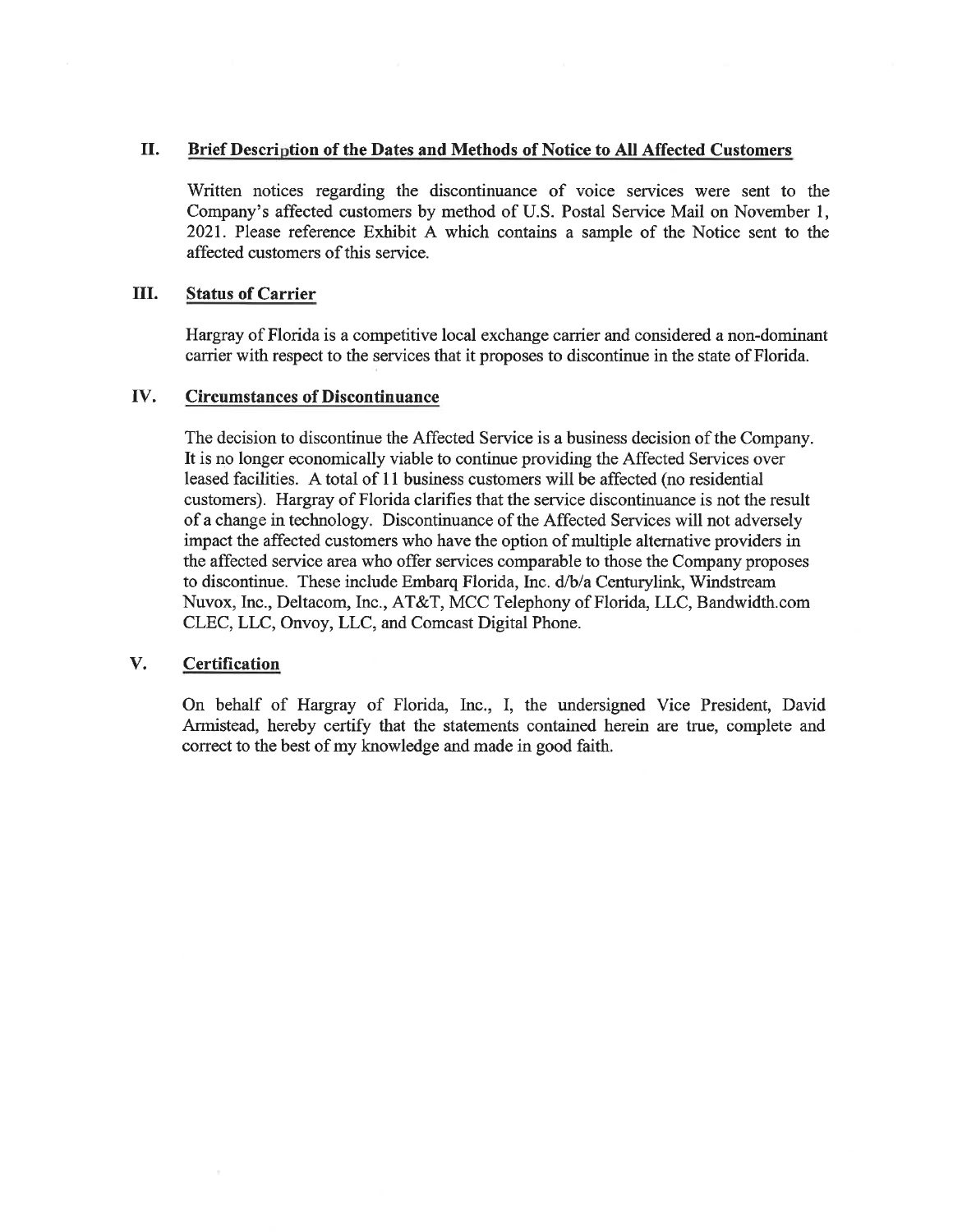## II. Brief Description of the Dates and Methods of Notice to All Affected Customers

Written notices regarding the discontinuance of voice services were sent to the Company's affected customers by method of U.S. Postal Service Mail on November 1, 2021. Please reference Exhibit A which contains a sample of the Notice sent to the affected customers of this service.

## III. Status of Carrier

Hargray of Florida is a competitive local exchange carrier and considered a non-dominant carrier with respect to the services that it proposes to discontinue in the state of Florida.

## IV. Circumstances of Discontinuance

The decision to discontinue the Affected Service is a business decision of the Company. It is no longer economically viable to continue providing the Affected Services over leased facilities. A total of 11 business customers will be affected (no residential customers). Hargray of Florida clarifies that the service discontinuance is not the result of a change in technology. Discontinuance of the Affected Services will not adversely impact the affected customers who have the option of multiple alternative providers in the affected service area who offer services comparable to those the Company proposes to discontinue. These include Embarq Florida, Inc. d/b/a Centurylink, Windstream Nuvox, Inc., Deltacom, Inc., AT&T, MCC Telephony of Florida, LLC, Bandwidth.com CLEC, LLC, Onvoy, LLC, and Comcast Digital Phone.

## V. Certification

On behalf of Hargray of Florida, Inc., I, the undersigned Vice President, David Armistead, hereby certify that the statements contained herein are true, complete and correct to the best of my knowledge and made in good faith.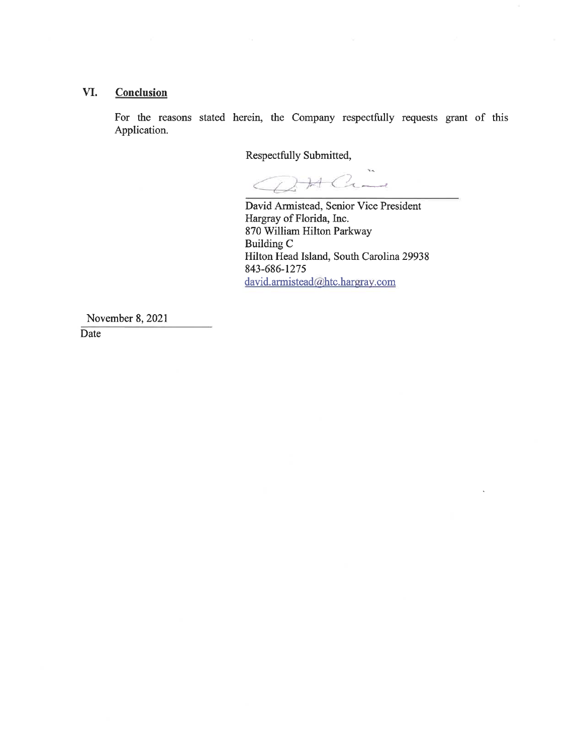## VI. Conclusion

For the reasons stated herein, the Company respectfully requests grant of this Application.

Respectfully Submitted,

David Armistead, Senior Vice President
Hargray of Florida, Inc.
870 William Hilton Parkway
Building C
Hilton Head Island, South Carolina 29938
843-686-1275
david.armistead@htc.hargray.com

November 8, 2021
Date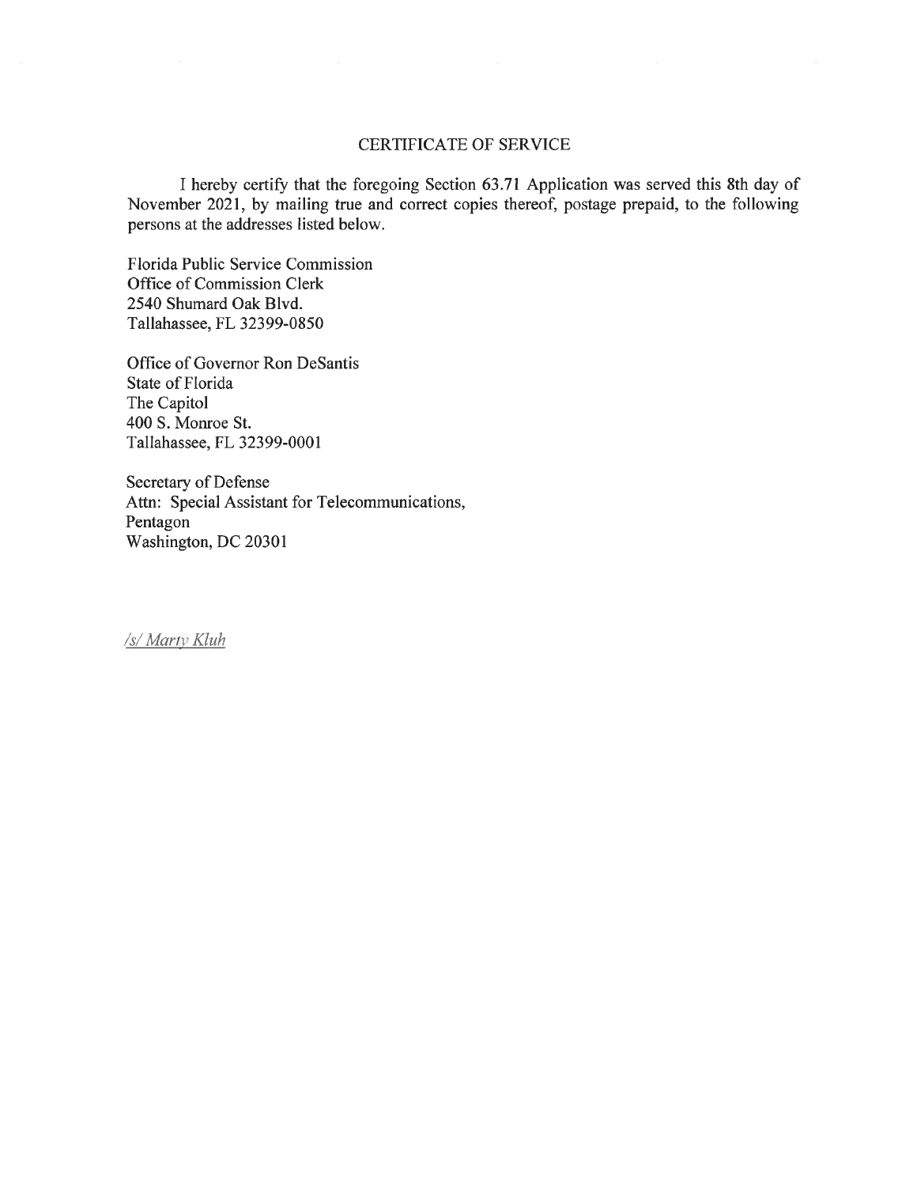# CERTIFICATE OF SERVICE

I hereby certify that the foregoing Section 63.71 Application was served this 8th day of November 2021, by mailing true and correct copies thereof, postage prepaid, to the following persons at the addresses listed below.

Florida Public Service Commission
Office of Commission Clerk
2540 Shumard Oak Blvd.
Tallahassee, FL 32399-0850

Office of Governor Ron DeSantis
State of Florida
The Capitol
400 S. Monroe St.
Tallahassee, FL 32399-0001

Secretary of Defense
Attn: Special Assistant for Telecommunications,
Pentagon
Washington, DC 20301

/s/ Marty Kluh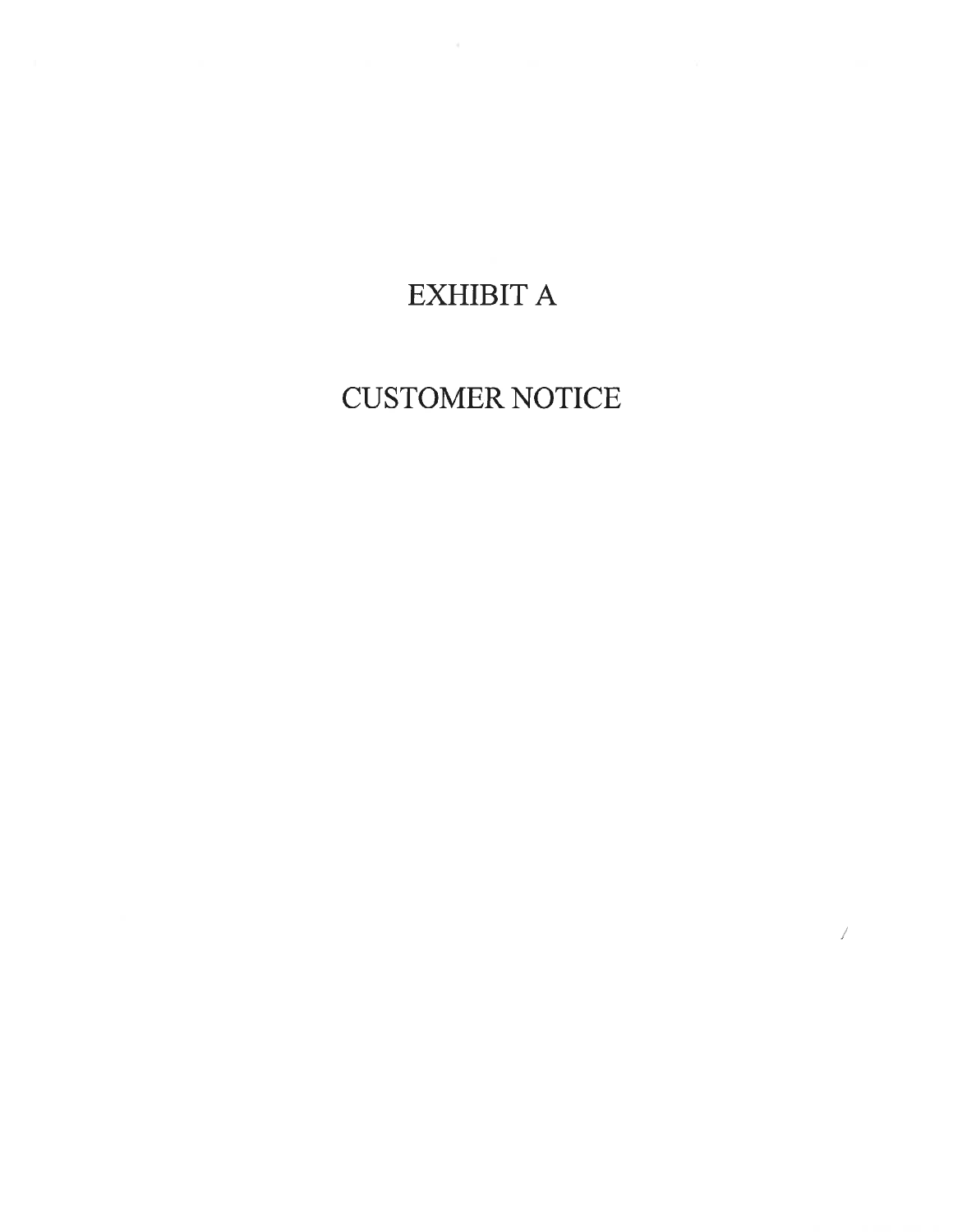# EXHIBIT A

# CUSTOMER NOTICE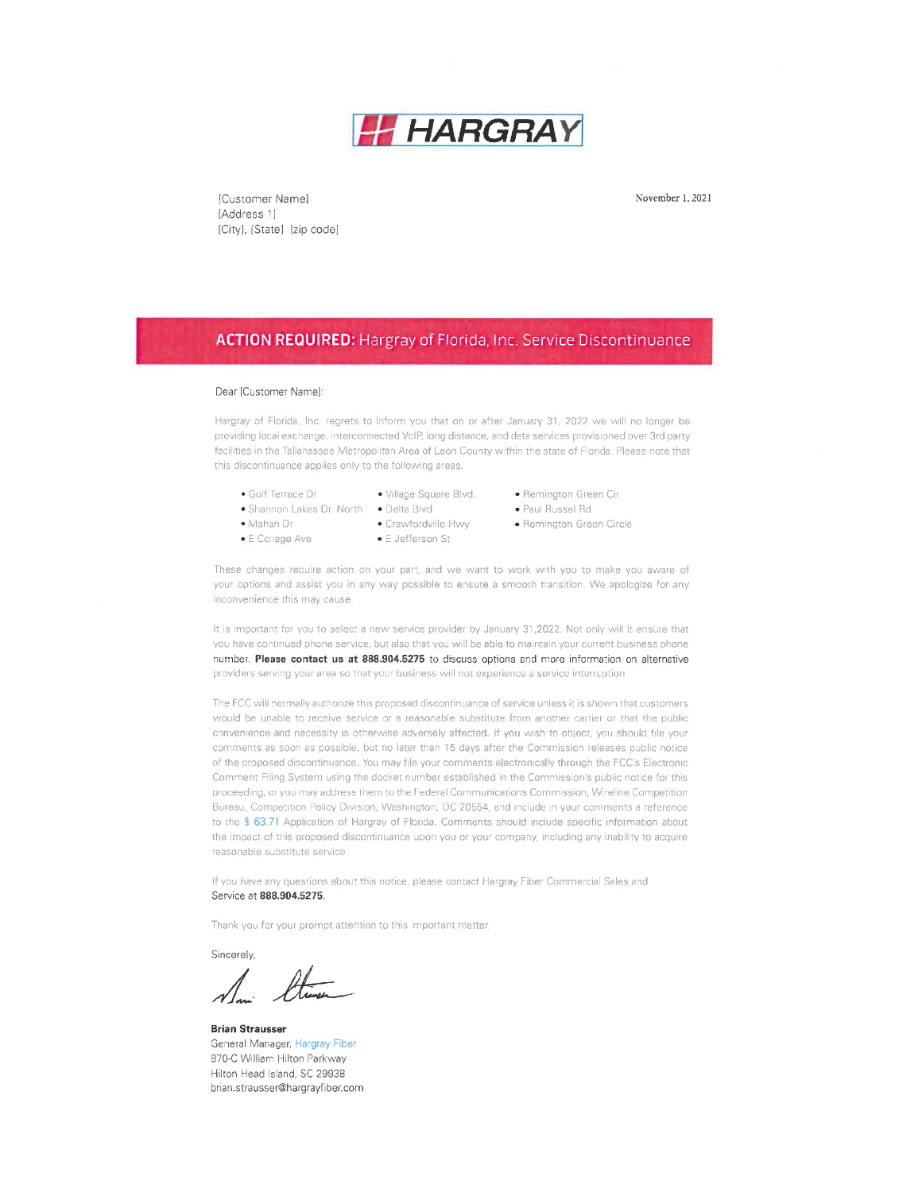HARGRAY

[Customer Name]
[Address 1]
[City], [State] [zip code]

November 1, 2021

## ACTION REQUIRED: Hargray of Florida, Inc. Service Discontinuance

Dear [Customer Name]:

Hargray of Florida, Inc. regrets to inform you that on or after January 31, 2022 we will no longer be providing local exchange, interconnected VoIP, long distance, and data services provisioned over 3rd party facilities in the Tallahassee Metropolitan Area of Leon County within the state of Florida. Please note that this discontinuance applies only to the following areas.

- Golf Terrace Dr
- Shannon Lakes Dr. North
- Mahan Dr
- E College Ave
- Village Square Blvd.
- Delta Blvd
- Crawfordville Hwy
- E Jefferson St
- Remington Green Cir
- Paul Russel Rd
- Remington Green Circle

These changes require action on your part, and we want to work with you to make you aware of your options and assist you in any way possible to ensure a smooth transition. We apologize for any inconvenience this may cause.

It is important for you to select a new service provider by January 31,2022. Not only will it ensure that you have continued phone service, but also that you will be able to maintain your current business phone number. **Please contact us at 888.904.5275** to discuss options and more information on alternative providers serving your area so that your business will not experience a service interruption.

The FCC will normally authorize this proposed discontinuance of service unless it is shown that customers would be unable to receive service or a reasonable substitute from another carrier or that the public convenience and necessity is otherwise adversely affected. If you wish to object, you should file your comments as soon as possible, but no later than 15 days after the Commission releases public notice of the proposed discontinuance. You may file your comments electronically through the FCC's Electronic Comment Filing System using the docket number established in the Commission's public notice for this proceeding, or you may address them to the Federal Communications Commission, Wireline Competition Bureau, Competition Policy Division, Washington, DC 20554, and include in your comments a reference to the § 63.71 Application of Hargray of Florida. Comments should include specific information about the impact of this proposed discontinuance upon you or your company, including any inability to acquire reasonable substitute service.

If you have any questions about this notice, please contact Hargray Fiber Commercial Sales and Service at **888.904.5275.**

Thank you for your prompt attention to this important matter.

Sincerely,

**Brian Strausser**
General Manager, Hargray Fiber
870-C William Hilton Parkway
Hilton Head Island, SC 29938
brian.strausser@hargrayfiber.com